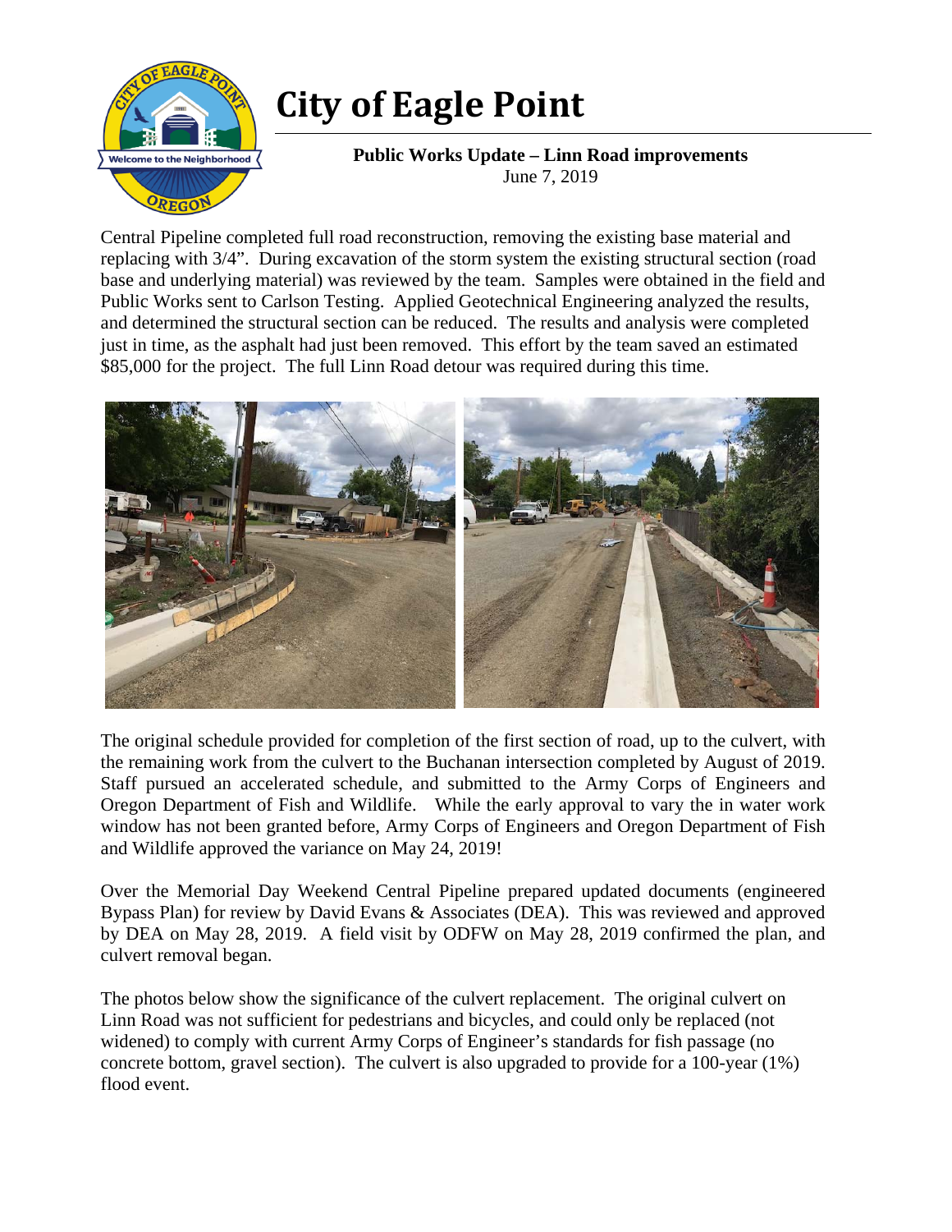# City of Eagle Point

**Public Works Update – Linn Road improvements**
June 7, 2019

Central Pipeline completed full road reconstruction, removing the existing base material and replacing with 3/4". During excavation of the storm system the existing structural section (road base and underlying material) was reviewed by the team. Samples were obtained in the field and Public Works sent to Carlson Testing. Applied Geotechnical Engineering analyzed the results, and determined the structural section can be reduced. The results and analysis were completed just in time, as the asphalt had just been removed. This effort by the team saved an estimated $85,000 for the project. The full Linn Road detour was required during this time.

The original schedule provided for completion of the first section of road, up to the culvert, with the remaining work from the culvert to the Buchanan intersection completed by August of 2019. Staff pursued an accelerated schedule, and submitted to the Army Corps of Engineers and Oregon Department of Fish and Wildlife. While the early approval to vary the in water work window has not been granted before, Army Corps of Engineers and Oregon Department of Fish and Wildlife approved the variance on May 24, 2019!

Over the Memorial Day Weekend Central Pipeline prepared updated documents (engineered Bypass Plan) for review by David Evans & Associates (DEA). This was reviewed and approved by DEA on May 28, 2019. A field visit by ODFW on May 28, 2019 confirmed the plan, and culvert removal began.

The photos below show the significance of the culvert replacement. The original culvert on Linn Road was not sufficient for pedestrians and bicycles, and could only be replaced (not widened) to comply with current Army Corps of Engineer's standards for fish passage (no concrete bottom, gravel section). The culvert is also upgraded to provide for a 100-year (1%) flood event.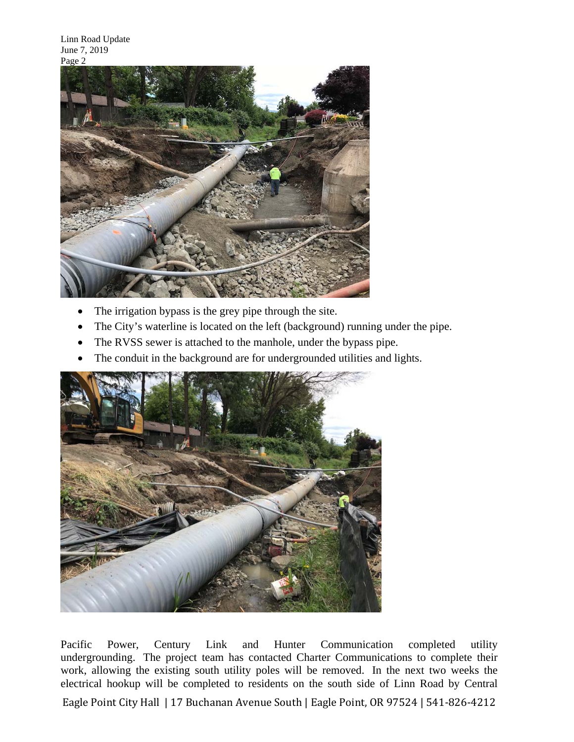- The irrigation bypass is the grey pipe through the site.
- The City's waterline is located on the left (background) running under the pipe.
- The RVSS sewer is attached to the manhole, under the bypass pipe.
- The conduit in the background are for undergrounded utilities and lights.

Pacific Power, Century Link and Hunter Communication completed utility undergrounding. The project team has contacted Charter Communications to complete their work, allowing the existing south utility poles will be removed. In the next two weeks the electrical hookup will be completed to residents on the south side of Linn Road by Central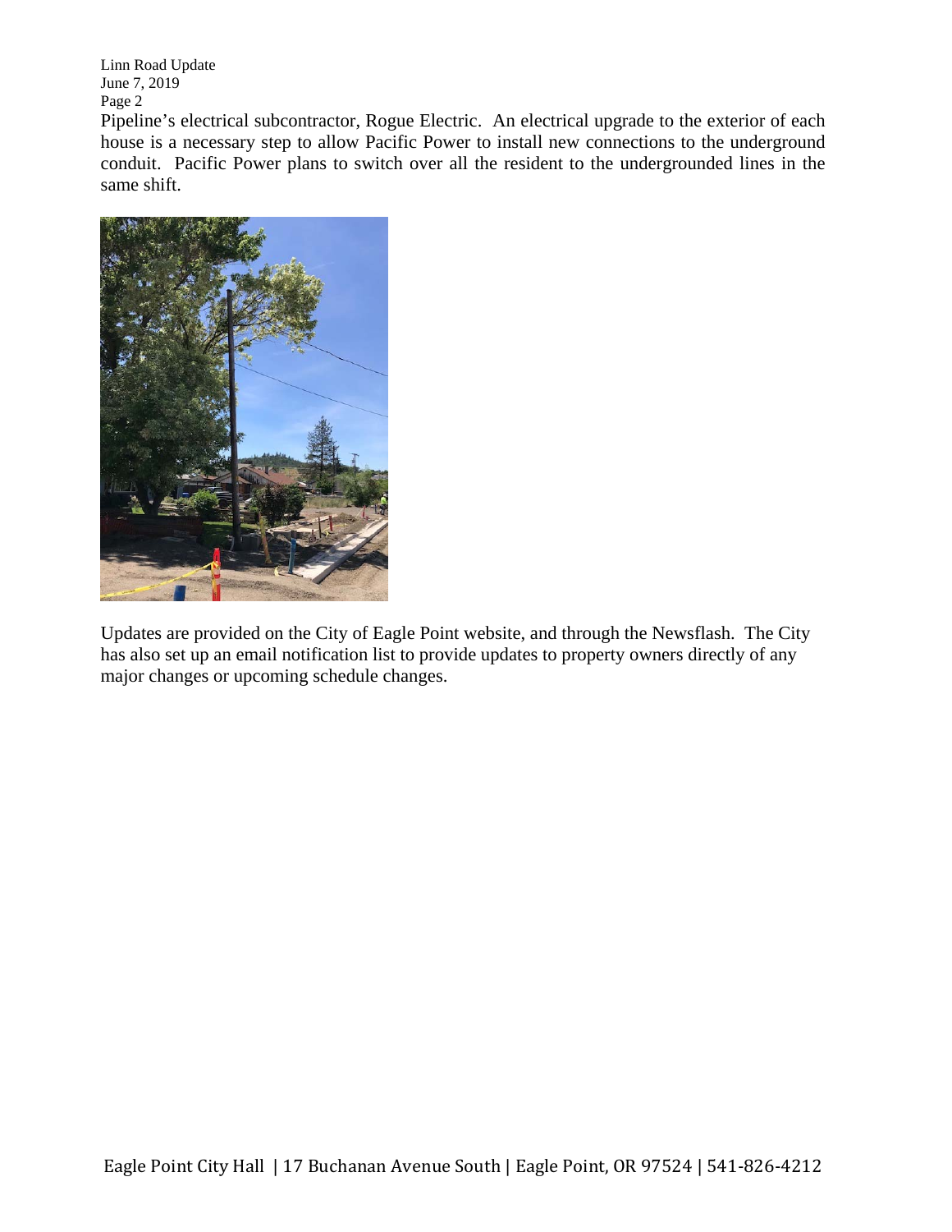Pipeline's electrical subcontractor, Rogue Electric. An electrical upgrade to the exterior of each house is a necessary step to allow Pacific Power to install new connections to the underground conduit. Pacific Power plans to switch over all the resident to the undergrounded lines in the same shift.

Updates are provided on the City of Eagle Point website, and through the Newsflash. The City has also set up an email notification list to provide updates to property owners directly of any major changes or upcoming schedule changes.